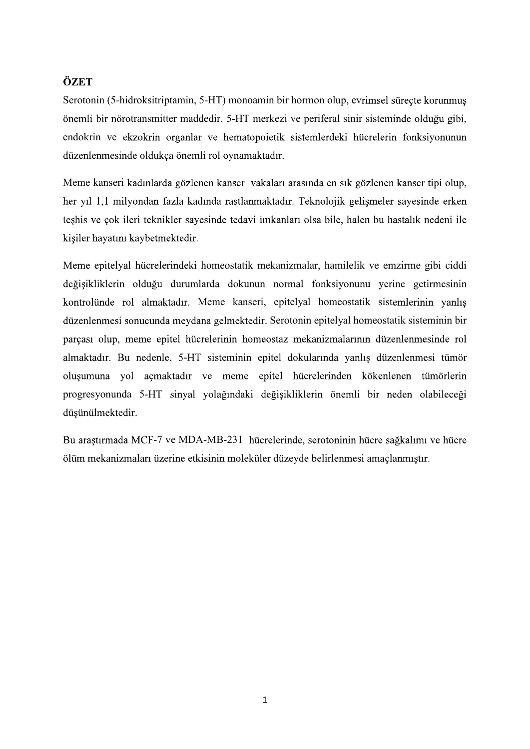# ÖZET

Serotonin (5-hidroksitriptamin, 5-HT) monoamin bir hormon olup, evrimsel süreçte korunmuş önemli bir nörotransmitter maddedir. 5-HT merkezi ve periferal sinir sisteminde olduğu gibi, endokrin ve ekzokrin organlar ve hematopoietik sistemlerdeki hücrelerin fonksiyonunun düzenlenmesinde oldukça önemli rol oynamaktadır.

Meme kanseri kadınlarda gözlenen kanser vakaları arasında en sık gözlenen kanser tipi olup, her yıl 1,1 milyondan fazla kadında rastlanmaktadır. Teknolojik gelişmeler sayesinde erken teşhis ve çok ileri teknikler sayesinde tedavi imkanları olsa bile, halen bu hastalık nedeni ile kişiler hayatını kaybetmektedir.

Meme epitelyal hücrelerindeki homeostatik mekanizmalar, hamilelik ve emzirme gibi ciddi değişikliklerin olduğu durumlarda dokunun normal fonksiyonunu yerine getirmesinin kontrolünde rol almaktadır. Meme kanseri, epitelyal homeostatik sistemlerinin yanlış düzenlenmesi sonucunda meydana gelmektedir. Serotonin epitelyal homeostatik sisteminin bir parçası olup, meme epitel hücrelerinin homeostaz mekanizmalarının düzenlenmesinde rol almaktadır. Bu nedenle, 5-HT sisteminin epitel dokularında yanlış düzenlenmesi tümör oluşumuna yol açmaktadır ve meme epitel hücrelerinden kökenlenen tümörlerin progresyonunda 5-HT sinyal yolağındaki değişikliklerin önemli bir neden olabileceği düşünülmektedir.

Bu araştırmada MCF-7 ve MDA-MB-231 hücrelerinde, serotoninin hücre sağkalımı ve hücre ölüm mekanizmaları üzerine etkisinin moleküler düzeyde belirlenmesi amaçlanmıştır.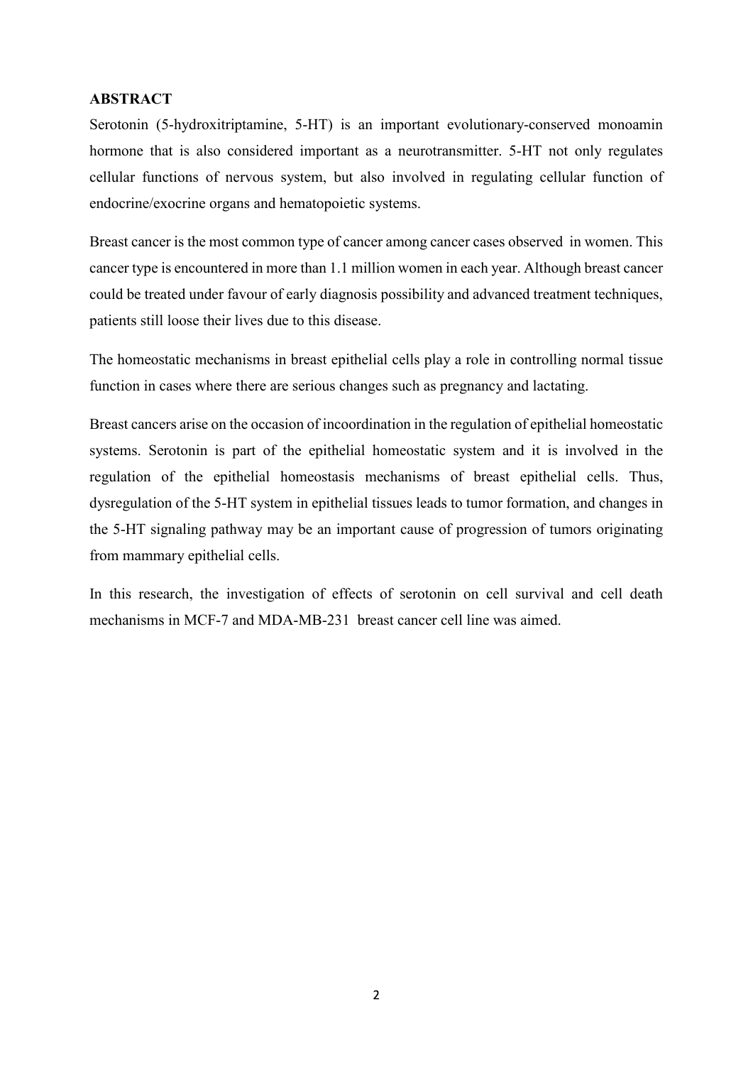**ABSTRACT**

Serotonin (5-hydroxitriptamine, 5-HT) is an important evolutionary-conserved monoamin hormone that is also considered important as a neurotransmitter. 5-HT not only regulates cellular functions of nervous system, but also involved in regulating cellular function of endocrine/exocrine organs and hematopoietic systems.

Breast cancer is the most common type of cancer among cancer cases observed in women. This cancer type is encountered in more than 1.1 million women in each year. Although breast cancer could be treated under favour of early diagnosis possibility and advanced treatment techniques, patients still loose their lives due to this disease.

The homeostatic mechanisms in breast epithelial cells play a role in controlling normal tissue function in cases where there are serious changes such as pregnancy and lactating.

Breast cancers arise on the occasion of incoordination in the regulation of epithelial homeostatic systems. Serotonin is part of the epithelial homeostatic system and it is involved in the regulation of the epithelial homeostasis mechanisms of breast epithelial cells. Thus, dysregulation of the 5-HT system in epithelial tissues leads to tumor formation, and changes in the 5-HT signaling pathway may be an important cause of progression of tumors originating from mammary epithelial cells.

In this research, the investigation of effects of serotonin on cell survival and cell death mechanisms in MCF-7 and MDA-MB-231 breast cancer cell line was aimed.